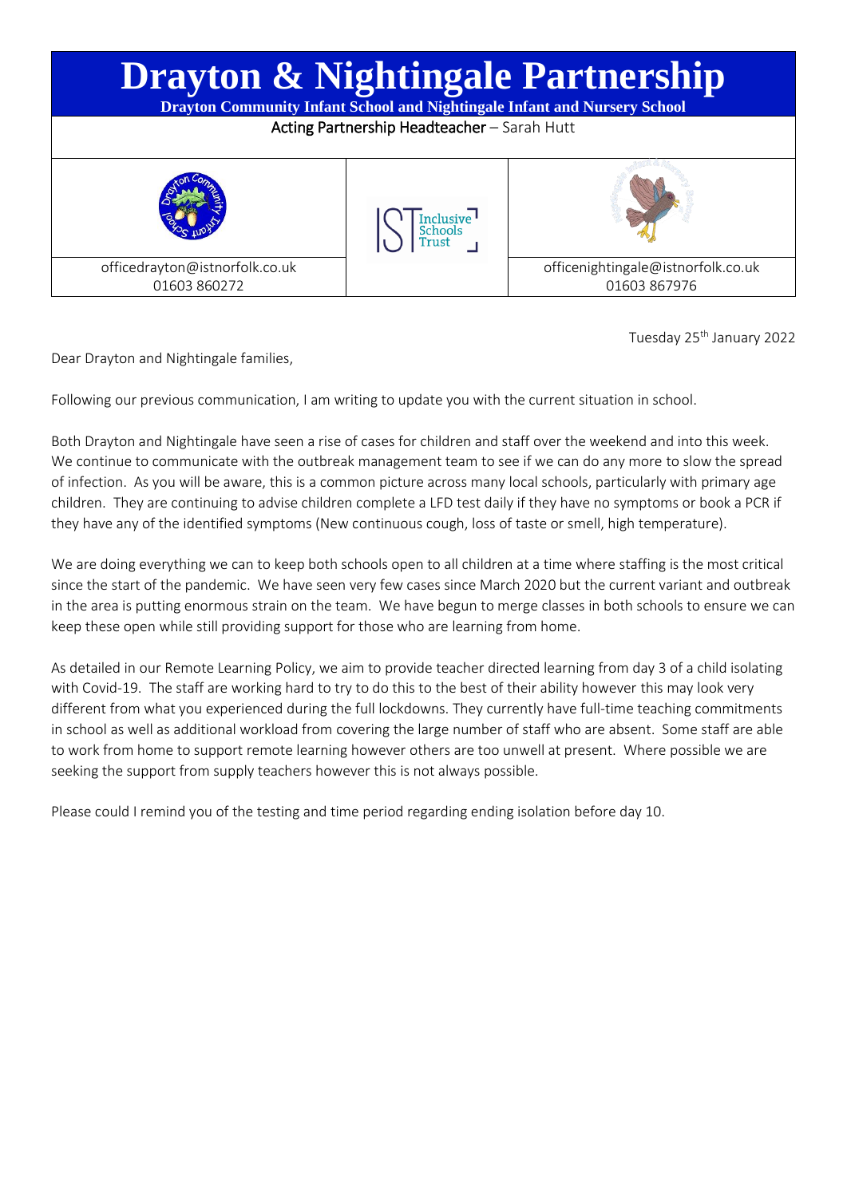# Drayton & Nightingale Partnership

**Drayton Community Infant School and Nightingale Infant and Nursery School**

Acting Partnership Headteacher – Sarah Hutt

| | | |
|---|---|---|
| officedrayton@istnorfolk.co.uk 01603 860272 | | officenightingale@istnorfolk.co.uk 01603 867976 |

Tuesday 25th January 2022

Dear Drayton and Nightingale families,

Following our previous communication, I am writing to update you with the current situation in school.

Both Drayton and Nightingale have seen a rise of cases for children and staff over the weekend and into this week. We continue to communicate with the outbreak management team to see if we can do any more to slow the spread of infection. As you will be aware, this is a common picture across many local schools, particularly with primary age children. They are continuing to advise children complete a LFD test daily if they have no symptoms or book a PCR if they have any of the identified symptoms (New continuous cough, loss of taste or smell, high temperature).

We are doing everything we can to keep both schools open to all children at a time where staffing is the most critical since the start of the pandemic. We have seen very few cases since March 2020 but the current variant and outbreak in the area is putting enormous strain on the team. We have begun to merge classes in both schools to ensure we can keep these open while still providing support for those who are learning from home.

As detailed in our Remote Learning Policy, we aim to provide teacher directed learning from day 3 of a child isolating with Covid-19. The staff are working hard to try to do this to the best of their ability however this may look very different from what you experienced during the full lockdowns. They currently have full-time teaching commitments in school as well as additional workload from covering the large number of staff who are absent. Some staff are able to work from home to support remote learning however others are too unwell at present. Where possible we are seeking the support from supply teachers however this is not always possible.

Please could I remind you of the testing and time period regarding ending isolation before day 10.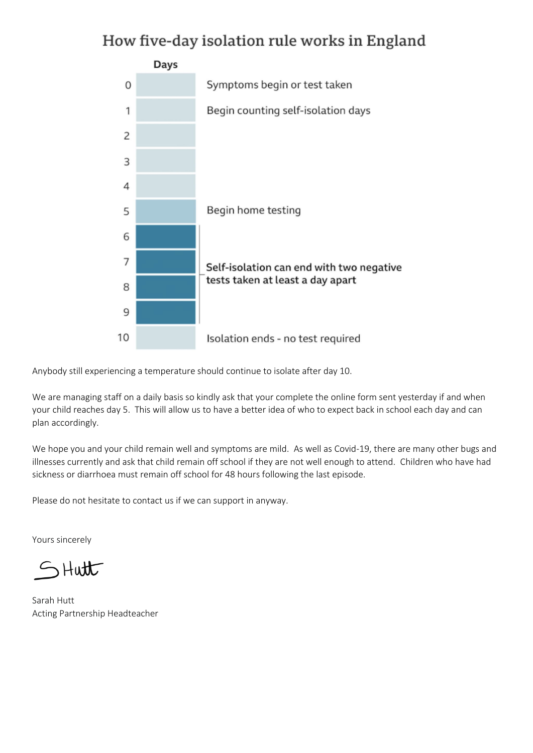## How five-day isolation rule works in England

Days

0 Symptoms begin or test taken

1 Begin counting self-isolation days

2

3

4

5 Begin home testing

6

7 Self-isolation can end with two negative tests taken at least a day apart

8

9

10 Isolation ends - no test required

Anybody still experiencing a temperature should continue to isolate after day 10.

We are managing staff on a daily basis so kindly ask that your complete the online form sent yesterday if and when your child reaches day 5. This will allow us to have a better idea of who to expect back in school each day and can plan accordingly.

We hope you and your child remain well and symptoms are mild. As well as Covid-19, there are many other bugs and illnesses currently and ask that child remain off school if they are not well enough to attend. Children who have had sickness or diarrhoea must remain off school for 48 hours following the last episode.

Please do not hesitate to contact us if we can support in anyway.

Yours sincerely

S Hutt

Sarah Hutt
Acting Partnership Headteacher